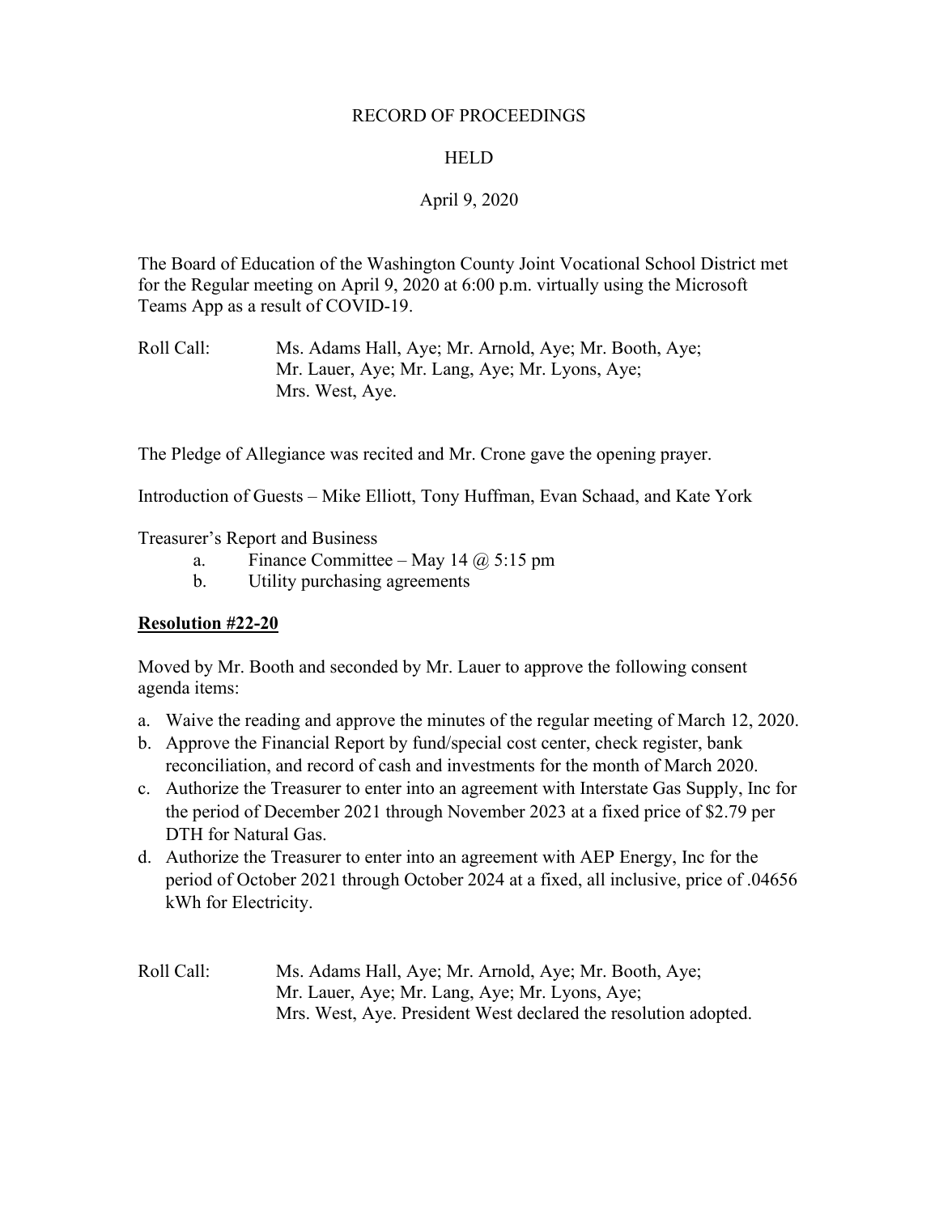RECORD OF PROCEEDINGS

HELD

April 9, 2020

The Board of Education of the Washington County Joint Vocational School District met for the Regular meeting on April 9, 2020 at 6:00 p.m. virtually using the Microsoft Teams App as a result of COVID-19.

Roll Call: Ms. Adams Hall, Aye; Mr. Arnold, Aye; Mr. Booth, Aye; Mr. Lauer, Aye; Mr. Lang, Aye; Mr. Lyons, Aye; Mrs. West, Aye.

The Pledge of Allegiance was recited and Mr. Crone gave the opening prayer.

Introduction of Guests – Mike Elliott, Tony Huffman, Evan Schaad, and Kate York

Treasurer's Report and Business

a. Finance Committee – May 14 @ 5:15 pm
b. Utility purchasing agreements

**Resolution #22-20**

Moved by Mr. Booth and seconded by Mr. Lauer to approve the following consent agenda items:

a. Waive the reading and approve the minutes of the regular meeting of March 12, 2020.
b. Approve the Financial Report by fund/special cost center, check register, bank reconciliation, and record of cash and investments for the month of March 2020.
c. Authorize the Treasurer to enter into an agreement with Interstate Gas Supply, Inc for the period of December 2021 through November 2023 at a fixed price of $2.79 per DTH for Natural Gas.
d. Authorize the Treasurer to enter into an agreement with AEP Energy, Inc for the period of October 2021 through October 2024 at a fixed, all inclusive, price of .04656 kWh for Electricity.

Roll Call: Ms. Adams Hall, Aye; Mr. Arnold, Aye; Mr. Booth, Aye; Mr. Lauer, Aye; Mr. Lang, Aye; Mr. Lyons, Aye; Mrs. West, Aye. President West declared the resolution adopted.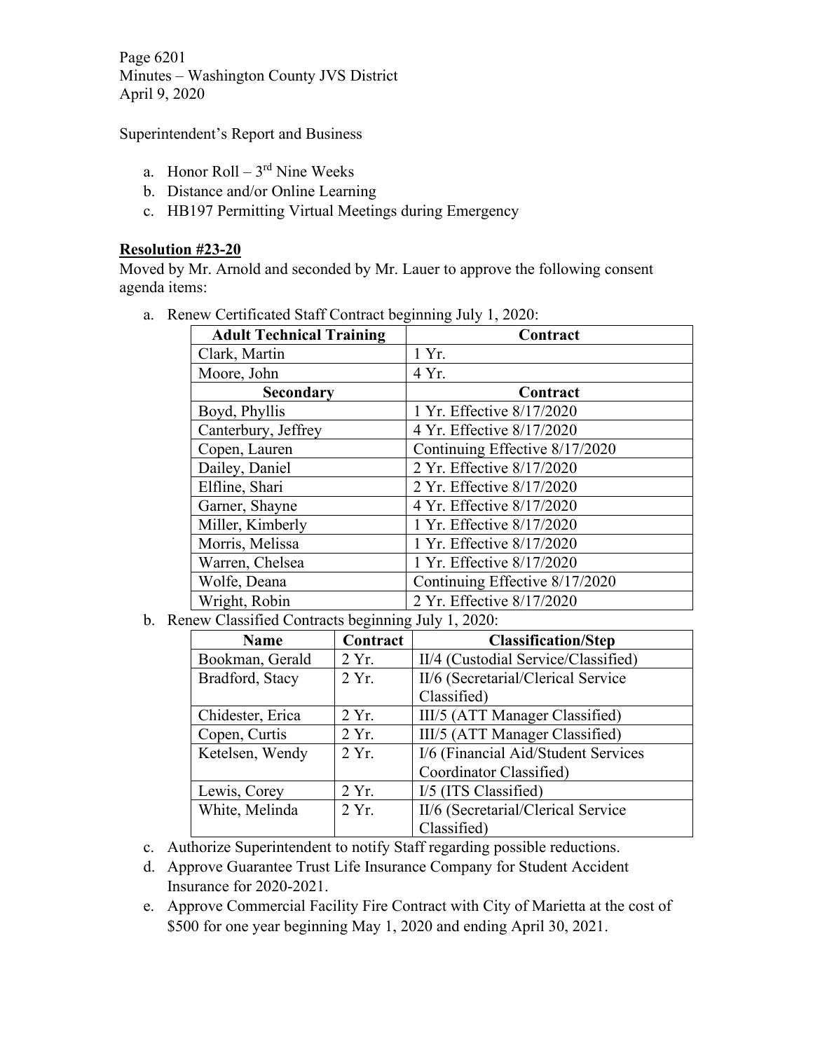Superintendent's Report and Business

a. Honor Roll – 3rd Nine Weeks
b. Distance and/or Online Learning
c. HB197 Permitting Virtual Meetings during Emergency

**Resolution #23-20**

Moved by Mr. Arnold and seconded by Mr. Lauer to approve the following consent agenda items:

a. Renew Certificated Staff Contract beginning July 1, 2020:

| Adult Technical Training | Contract |
|---|---|
| Clark, Martin | 1 Yr. |
| Moore, John | 4 Yr. |
| **Secondary** | **Contract** |
| Boyd, Phyllis | 1 Yr. Effective 8/17/2020 |
| Canterbury, Jeffrey | 4 Yr. Effective 8/17/2020 |
| Copen, Lauren | Continuing Effective 8/17/2020 |
| Dailey, Daniel | 2 Yr. Effective 8/17/2020 |
| Elfline, Shari | 2 Yr. Effective 8/17/2020 |
| Garner, Shayne | 4 Yr. Effective 8/17/2020 |
| Miller, Kimberly | 1 Yr. Effective 8/17/2020 |
| Morris, Melissa | 1 Yr. Effective 8/17/2020 |
| Warren, Chelsea | 1 Yr. Effective 8/17/2020 |
| Wolfe, Deana | Continuing Effective 8/17/2020 |
| Wright, Robin | 2 Yr. Effective 8/17/2020 |

b. Renew Classified Contracts beginning July 1, 2020:

| Name | Contract | Classification/Step |
|---|---|---|
| Bookman, Gerald | 2 Yr. | II/4 (Custodial Service/Classified) |
| Bradford, Stacy | 2 Yr. | II/6 (Secretarial/Clerical Service Classified) |
| Chidester, Erica | 2 Yr. | III/5 (ATT Manager Classified) |
| Copen, Curtis | 2 Yr. | III/5 (ATT Manager Classified) |
| Ketelsen, Wendy | 2 Yr. | I/6 (Financial Aid/Student Services Coordinator Classified) |
| Lewis, Corey | 2 Yr. | I/5 (ITS Classified) |
| White, Melinda | 2 Yr. | II/6 (Secretarial/Clerical Service Classified) |

c. Authorize Superintendent to notify Staff regarding possible reductions.

d. Approve Guarantee Trust Life Insurance Company for Student Accident Insurance for 2020-2021.

e. Approve Commercial Facility Fire Contract with City of Marietta at the cost of $500 for one year beginning May 1, 2020 and ending April 30, 2021.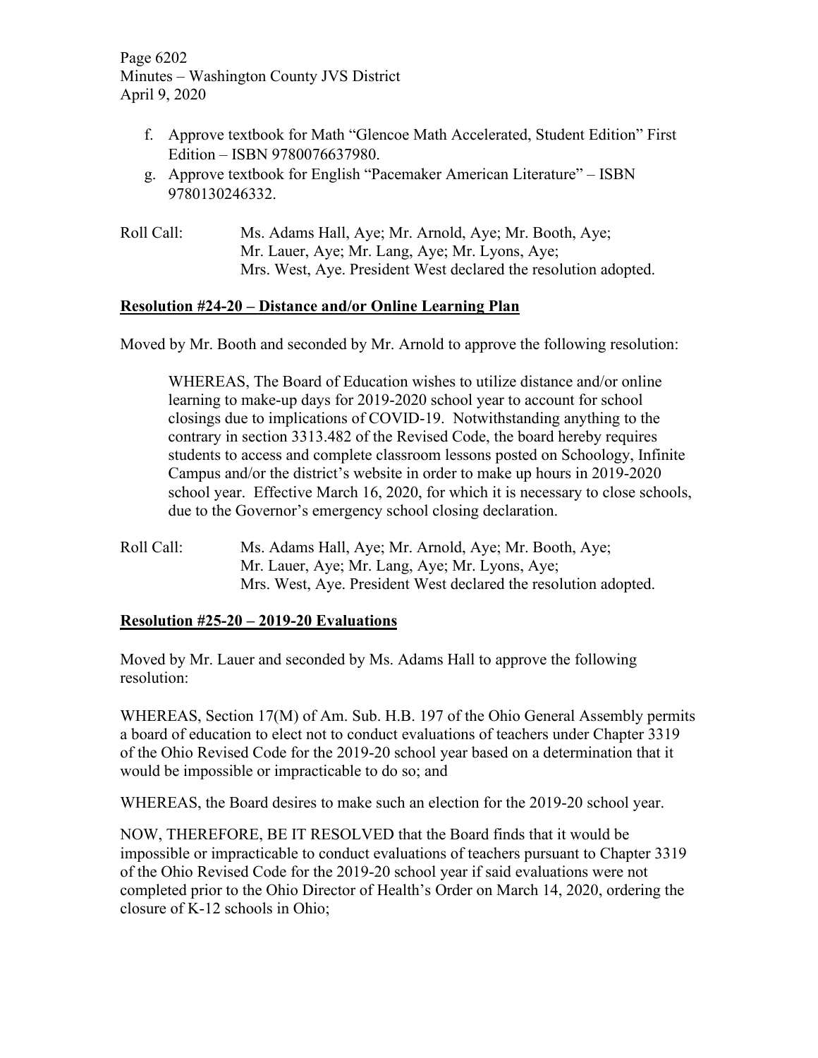f. Approve textbook for Math "Glencoe Math Accelerated, Student Edition" First Edition – ISBN 9780076637980.
g. Approve textbook for English "Pacemaker American Literature" – ISBN 9780130246332.

Roll Call: Ms. Adams Hall, Aye; Mr. Arnold, Aye; Mr. Booth, Aye; Mr. Lauer, Aye; Mr. Lang, Aye; Mr. Lyons, Aye; Mrs. West, Aye. President West declared the resolution adopted.

**Resolution #24-20 – Distance and/or Online Learning Plan**

Moved by Mr. Booth and seconded by Mr. Arnold to approve the following resolution:

> WHEREAS, The Board of Education wishes to utilize distance and/or online learning to make-up days for 2019-2020 school year to account for school closings due to implications of COVID-19. Notwithstanding anything to the contrary in section 3313.482 of the Revised Code, the board hereby requires students to access and complete classroom lessons posted on Schoology, Infinite Campus and/or the district's website in order to make up hours in 2019-2020 school year. Effective March 16, 2020, for which it is necessary to close schools, due to the Governor's emergency school closing declaration.

Roll Call: Ms. Adams Hall, Aye; Mr. Arnold, Aye; Mr. Booth, Aye; Mr. Lauer, Aye; Mr. Lang, Aye; Mr. Lyons, Aye; Mrs. West, Aye. President West declared the resolution adopted.

**Resolution #25-20 – 2019-20 Evaluations**

Moved by Mr. Lauer and seconded by Ms. Adams Hall to approve the following resolution:

WHEREAS, Section 17(M) of Am. Sub. H.B. 197 of the Ohio General Assembly permits a board of education to elect not to conduct evaluations of teachers under Chapter 3319 of the Ohio Revised Code for the 2019-20 school year based on a determination that it would be impossible or impracticable to do so; and

WHEREAS, the Board desires to make such an election for the 2019-20 school year.

NOW, THEREFORE, BE IT RESOLVED that the Board finds that it would be impossible or impracticable to conduct evaluations of teachers pursuant to Chapter 3319 of the Ohio Revised Code for the 2019-20 school year if said evaluations were not completed prior to the Ohio Director of Health's Order on March 14, 2020, ordering the closure of K-12 schools in Ohio;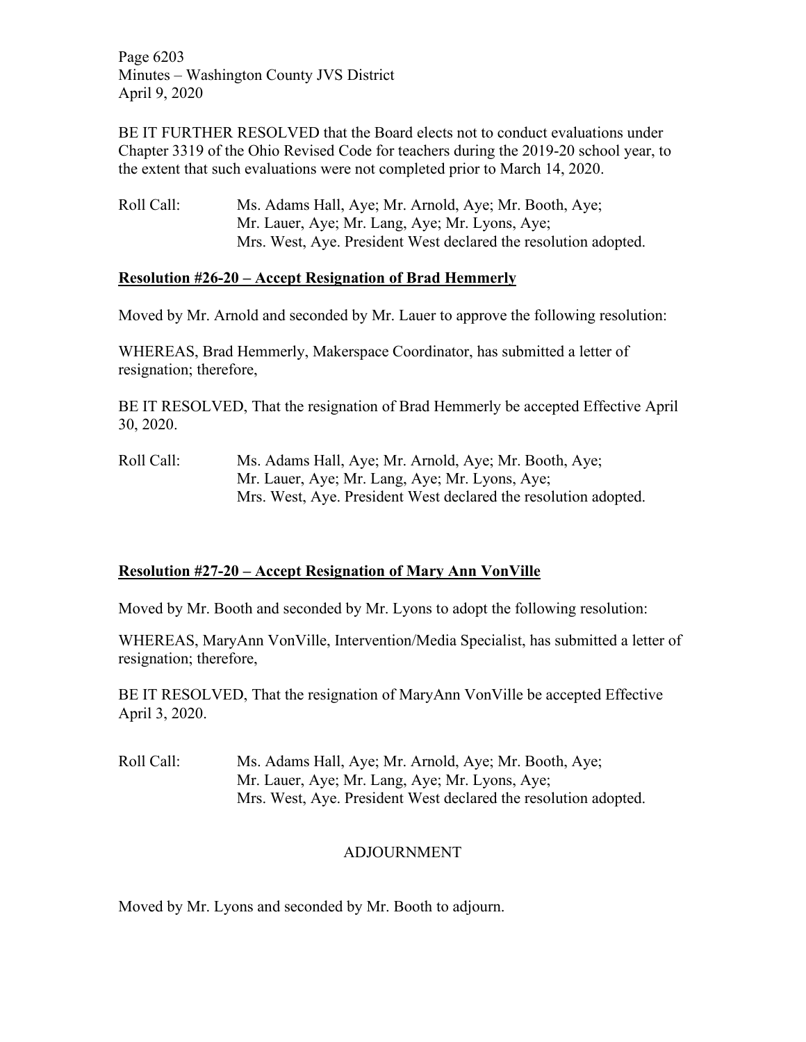BE IT FURTHER RESOLVED that the Board elects not to conduct evaluations under Chapter 3319 of the Ohio Revised Code for teachers during the 2019-20 school year, to the extent that such evaluations were not completed prior to March 14, 2020.

Roll Call: Ms. Adams Hall, Aye; Mr. Arnold, Aye; Mr. Booth, Aye; Mr. Lauer, Aye; Mr. Lang, Aye; Mr. Lyons, Aye; Mrs. West, Aye. President West declared the resolution adopted.

**Resolution #26-20 – Accept Resignation of Brad Hemmerly**

Moved by Mr. Arnold and seconded by Mr. Lauer to approve the following resolution:

WHEREAS, Brad Hemmerly, Makerspace Coordinator, has submitted a letter of resignation; therefore,

BE IT RESOLVED, That the resignation of Brad Hemmerly be accepted Effective April 30, 2020.

Roll Call: Ms. Adams Hall, Aye; Mr. Arnold, Aye; Mr. Booth, Aye; Mr. Lauer, Aye; Mr. Lang, Aye; Mr. Lyons, Aye; Mrs. West, Aye. President West declared the resolution adopted.

**Resolution #27-20 – Accept Resignation of Mary Ann VonVille**

Moved by Mr. Booth and seconded by Mr. Lyons to adopt the following resolution:

WHEREAS, MaryAnn VonVille, Intervention/Media Specialist, has submitted a letter of resignation; therefore,

BE IT RESOLVED, That the resignation of MaryAnn VonVille be accepted Effective April 3, 2020.

Roll Call: Ms. Adams Hall, Aye; Mr. Arnold, Aye; Mr. Booth, Aye; Mr. Lauer, Aye; Mr. Lang, Aye; Mr. Lyons, Aye; Mrs. West, Aye. President West declared the resolution adopted.

## ADJOURNMENT

Moved by Mr. Lyons and seconded by Mr. Booth to adjourn.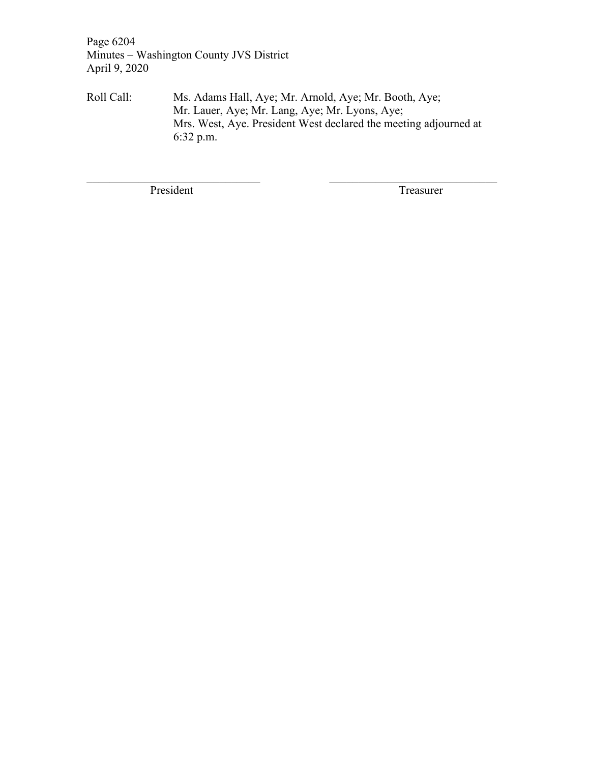Roll Call: Ms. Adams Hall, Aye; Mr. Arnold, Aye; Mr. Booth, Aye; Mr. Lauer, Aye; Mr. Lang, Aye; Mr. Lyons, Aye; Mrs. West, Aye. President West declared the meeting adjourned at 6:32 p.m.

\_\_\_\_\_\_\_\_\_\_\_\_\_\_\_\_\_\_\_\_\_\_\_\_\_\_\_\_\_\_ President

\_\_\_\_\_\_\_\_\_\_\_\_\_\_\_\_\_\_\_\_\_\_\_\_\_\_\_\_\_\_ Treasurer